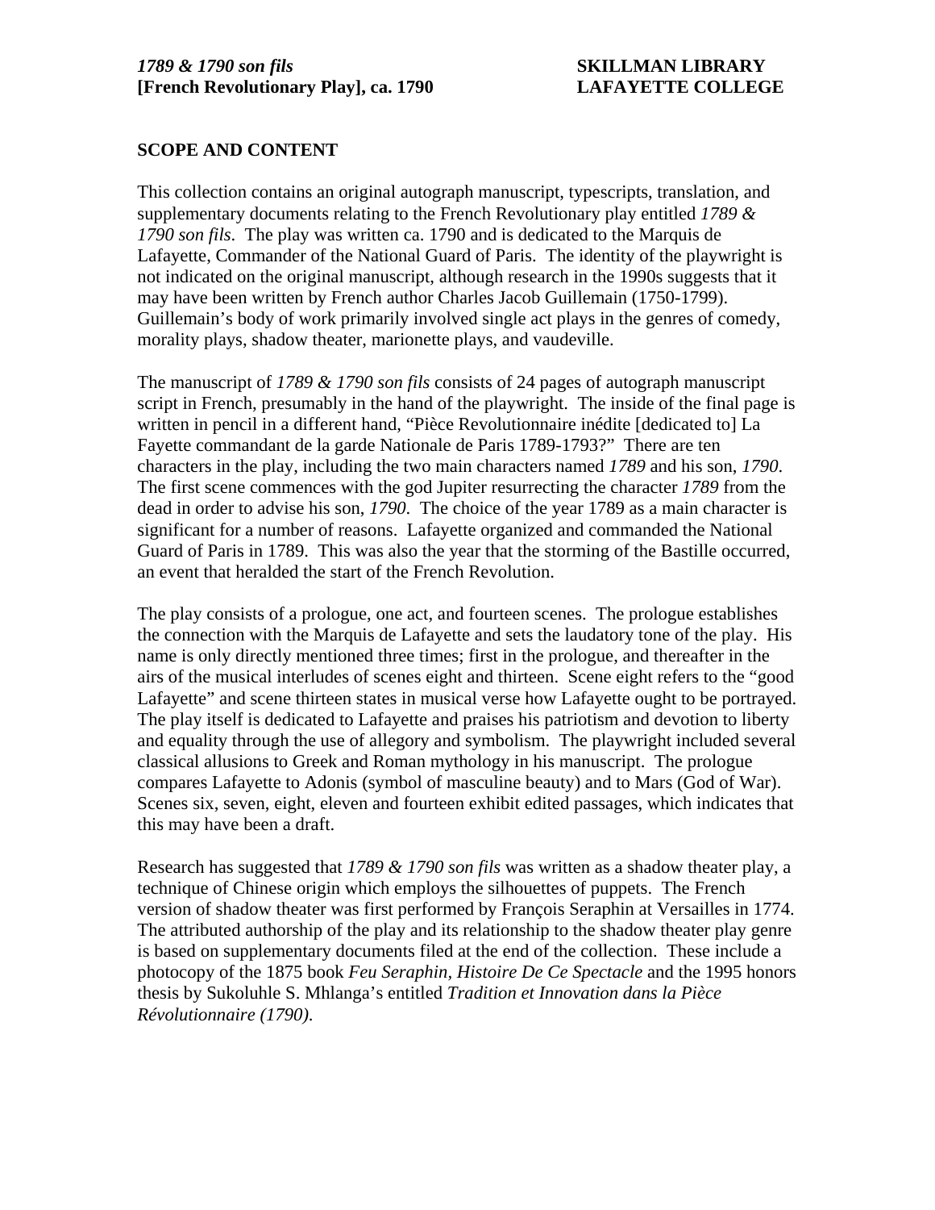*1789 & 1790 son fils*
**[French Revolutionary Play], ca. 1790**

**SKILLMAN LIBRARY**
**LAFAYETTE COLLEGE**

## SCOPE AND CONTENT

This collection contains an original autograph manuscript, typescripts, translation, and supplementary documents relating to the French Revolutionary play entitled *1789 & 1790 son fils*. The play was written ca. 1790 and is dedicated to the Marquis de Lafayette, Commander of the National Guard of Paris. The identity of the playwright is not indicated on the original manuscript, although research in the 1990s suggests that it may have been written by French author Charles Jacob Guillemain (1750-1799). Guillemain's body of work primarily involved single act plays in the genres of comedy, morality plays, shadow theater, marionette plays, and vaudeville.

The manuscript of *1789 & 1790 son fils* consists of 24 pages of autograph manuscript script in French, presumably in the hand of the playwright. The inside of the final page is written in pencil in a different hand, "Pièce Revolutionnaire inédite [dedicated to] La Fayette commandant de la garde Nationale de Paris 1789-1793?" There are ten characters in the play, including the two main characters named *1789* and his son, *1790*. The first scene commences with the god Jupiter resurrecting the character *1789* from the dead in order to advise his son, *1790*. The choice of the year 1789 as a main character is significant for a number of reasons. Lafayette organized and commanded the National Guard of Paris in 1789. This was also the year that the storming of the Bastille occurred, an event that heralded the start of the French Revolution.

The play consists of a prologue, one act, and fourteen scenes. The prologue establishes the connection with the Marquis de Lafayette and sets the laudatory tone of the play. His name is only directly mentioned three times; first in the prologue, and thereafter in the airs of the musical interludes of scenes eight and thirteen. Scene eight refers to the "good Lafayette" and scene thirteen states in musical verse how Lafayette ought to be portrayed. The play itself is dedicated to Lafayette and praises his patriotism and devotion to liberty and equality through the use of allegory and symbolism. The playwright included several classical allusions to Greek and Roman mythology in his manuscript. The prologue compares Lafayette to Adonis (symbol of masculine beauty) and to Mars (God of War). Scenes six, seven, eight, eleven and fourteen exhibit edited passages, which indicates that this may have been a draft.

Research has suggested that *1789 & 1790 son fils* was written as a shadow theater play, a technique of Chinese origin which employs the silhouettes of puppets. The French version of shadow theater was first performed by François Seraphin at Versailles in 1774. The attributed authorship of the play and its relationship to the shadow theater play genre is based on supplementary documents filed at the end of the collection. These include a photocopy of the 1875 book *Feu Seraphin, Histoire De Ce Spectacle* and the 1995 honors thesis by Sukoluhle S. Mhlanga's entitled *Tradition et Innovation dans la Pièce Révolutionnaire (1790).*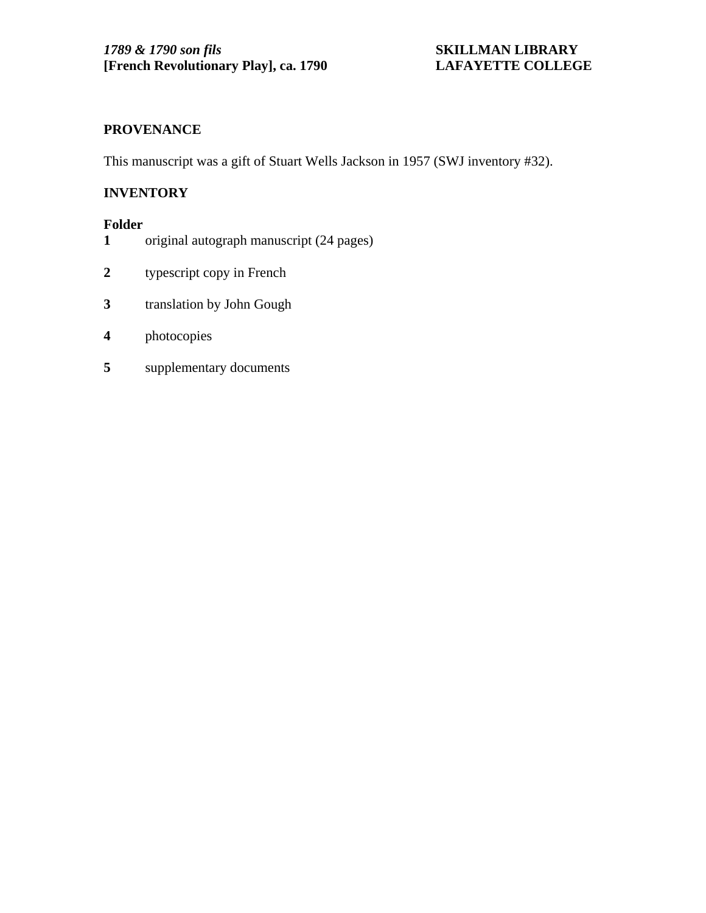## PROVENANCE

This manuscript was a gift of Stuart Wells Jackson in 1957 (SWJ inventory #32).

## INVENTORY

**Folder**

**1** original autograph manuscript (24 pages)

**2** typescript copy in French

**3** translation by John Gough

**4** photocopies

**5** supplementary documents